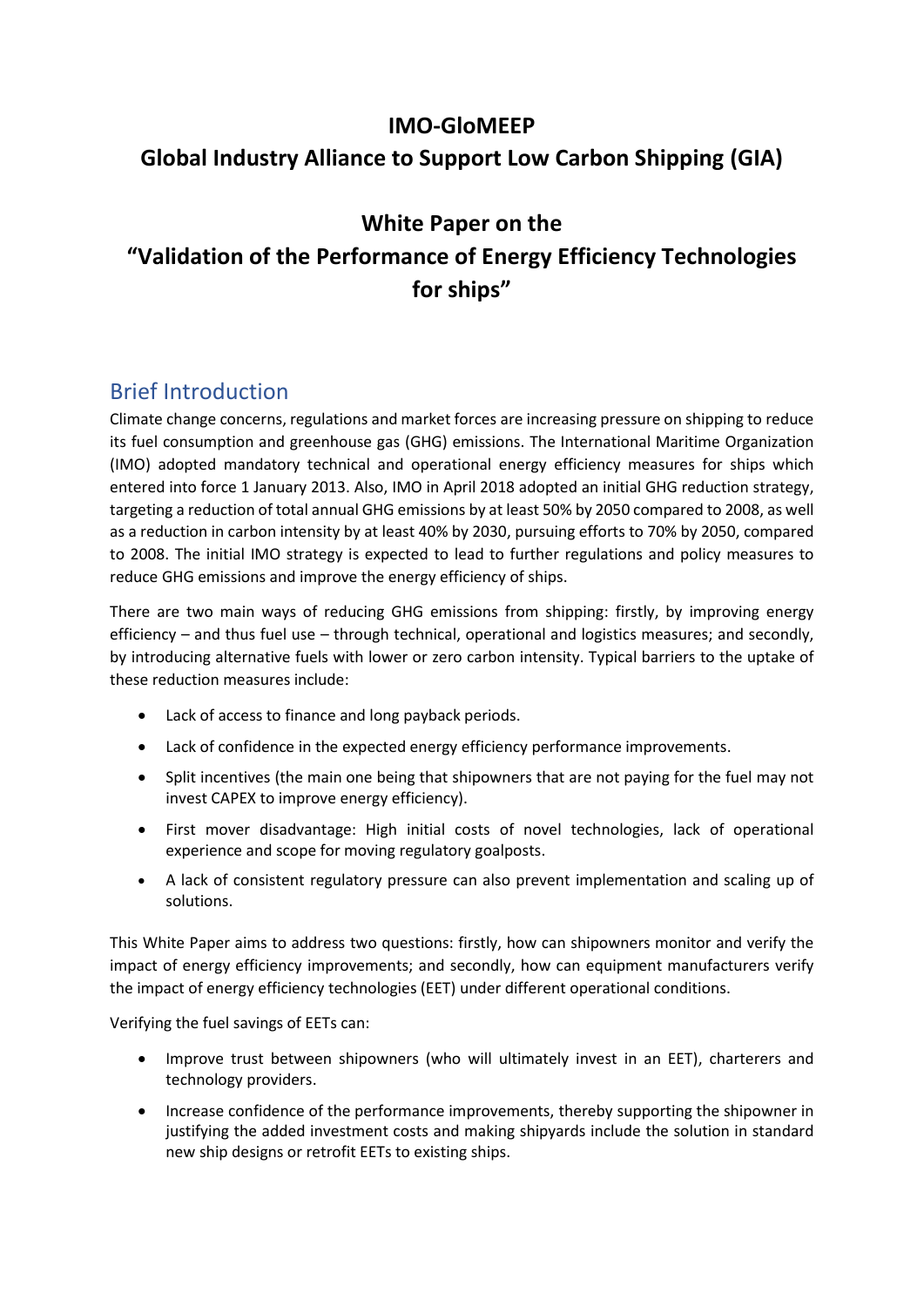# IMO-GloMEEP

# Global Industry Alliance to Support Low Carbon Shipping (GIA)

# White Paper on the "Validation of the Performance of Energy Efficiency Technologies for ships"

## Brief Introduction

Climate change concerns, regulations and market forces are increasing pressure on shipping to reduce its fuel consumption and greenhouse gas (GHG) emissions. The International Maritime Organization (IMO) adopted mandatory technical and operational energy efficiency measures for ships which entered into force 1 January 2013. Also, IMO in April 2018 adopted an initial GHG reduction strategy, targeting a reduction of total annual GHG emissions by at least 50% by 2050 compared to 2008, as well as a reduction in carbon intensity by at least 40% by 2030, pursuing efforts to 70% by 2050, compared to 2008. The initial IMO strategy is expected to lead to further regulations and policy measures to reduce GHG emissions and improve the energy efficiency of ships.

There are two main ways of reducing GHG emissions from shipping: firstly, by improving energy efficiency – and thus fuel use – through technical, operational and logistics measures; and secondly, by introducing alternative fuels with lower or zero carbon intensity. Typical barriers to the uptake of these reduction measures include:

- Lack of access to finance and long payback periods.
- Lack of confidence in the expected energy efficiency performance improvements.
- Split incentives (the main one being that shipowners that are not paying for the fuel may not invest CAPEX to improve energy efficiency).
- First mover disadvantage: High initial costs of novel technologies, lack of operational experience and scope for moving regulatory goalposts.
- A lack of consistent regulatory pressure can also prevent implementation and scaling up of solutions.

This White Paper aims to address two questions: firstly, how can shipowners monitor and verify the impact of energy efficiency improvements; and secondly, how can equipment manufacturers verify the impact of energy efficiency technologies (EET) under different operational conditions.

Verifying the fuel savings of EETs can:

- Improve trust between shipowners (who will ultimately invest in an EET), charterers and technology providers.
- Increase confidence of the performance improvements, thereby supporting the shipowner in justifying the added investment costs and making shipyards include the solution in standard new ship designs or retrofit EETs to existing ships.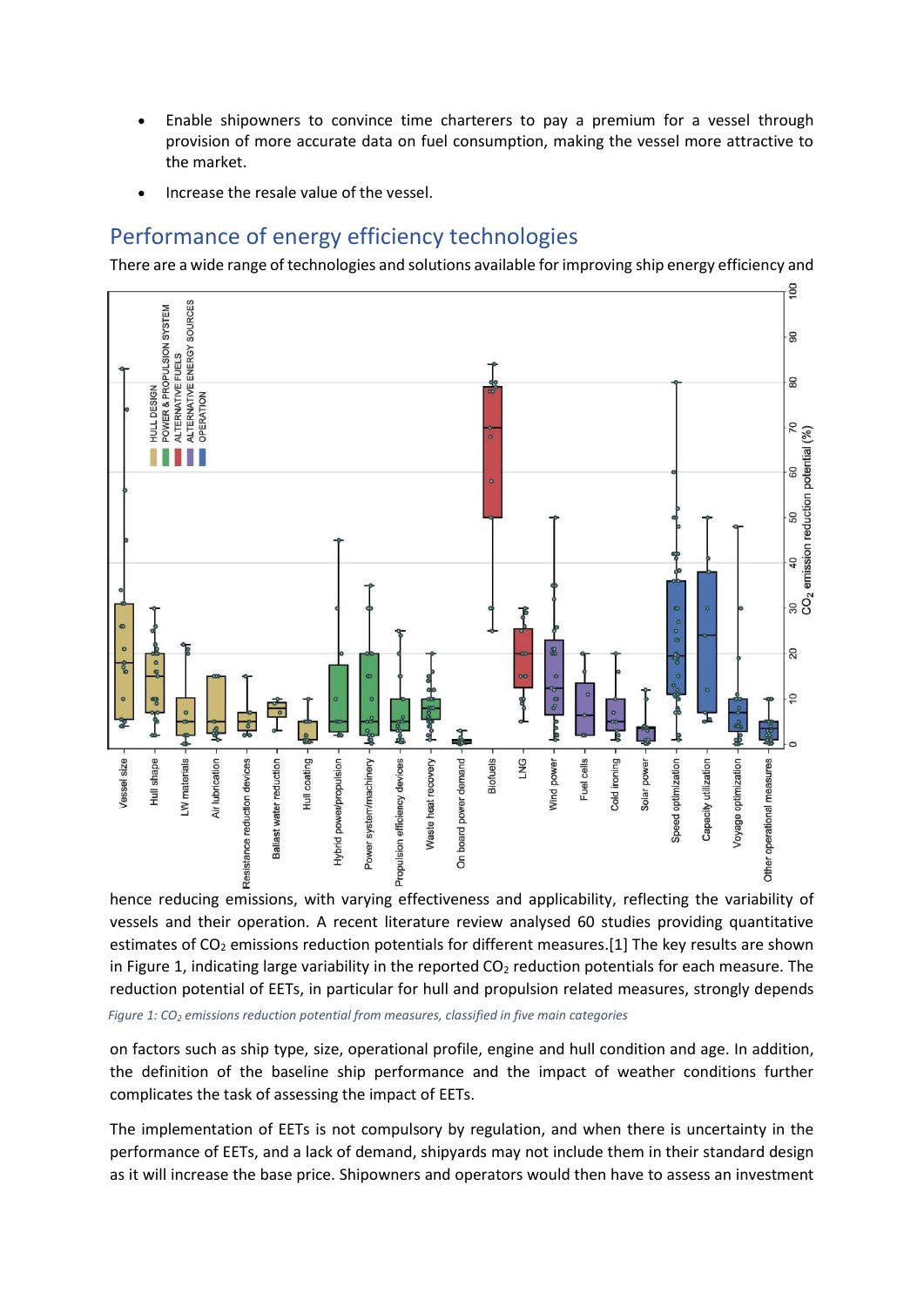- Enable shipowners to convince time charterers to pay a premium for a vessel through provision of more accurate data on fuel consumption, making the vessel more attractive to the market.
- Increase the resale value of the vessel.

## Performance of energy efficiency technologies

There are a wide range of technologies and solutions available for improving ship energy efficiency and hence reducing emissions, with varying effectiveness and applicability, reflecting the variability of vessels and their operation. A recent literature review analysed 60 studies providing quantitative estimates of $CO_2$ emissions reduction potentials for different measures.[1] The key results are shown in Figure 1, indicating large variability in the reported $CO_2$ reduction potentials for each measure. The reduction potential of EETs, in particular for hull and propulsion related measures, strongly depends

*Figure 1: $CO_2$ emissions reduction potential from measures, classified in five main categories*

on factors such as ship type, size, operational profile, engine and hull condition and age. In addition, the definition of the baseline ship performance and the impact of weather conditions further complicates the task of assessing the impact of EETs.

The implementation of EETs is not compulsory by regulation, and when there is uncertainty in the performance of EETs, and a lack of demand, shipyards may not include them in their standard design as it will increase the base price. Shipowners and operators would then have to assess an investment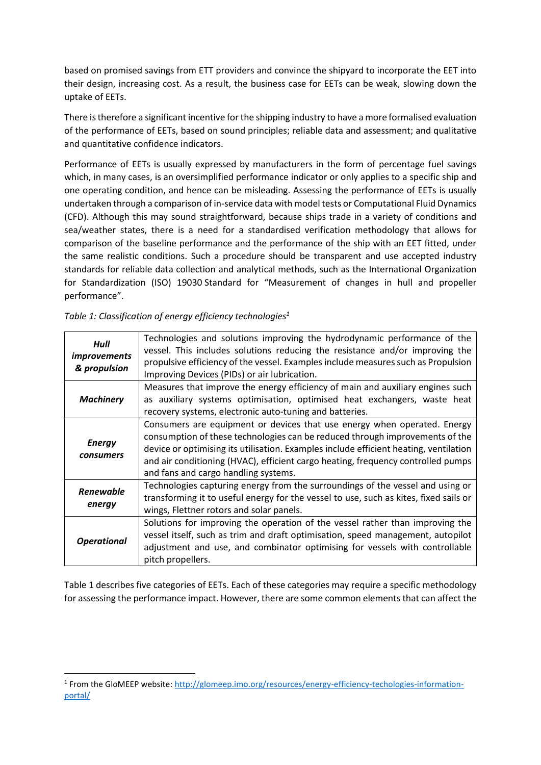based on promised savings from ETT providers and convince the shipyard to incorporate the EET into their design, increasing cost. As a result, the business case for EETs can be weak, slowing down the uptake of EETs.

There is therefore a significant incentive for the shipping industry to have a more formalised evaluation of the performance of EETs, based on sound principles; reliable data and assessment; and qualitative and quantitative confidence indicators.

Performance of EETs is usually expressed by manufacturers in the form of percentage fuel savings which, in many cases, is an oversimplified performance indicator or only applies to a specific ship and one operating condition, and hence can be misleading. Assessing the performance of EETs is usually undertaken through a comparison of in-service data with model tests or Computational Fluid Dynamics (CFD). Although this may sound straightforward, because ships trade in a variety of conditions and sea/weather states, there is a need for a standardised verification methodology that allows for comparison of the baseline performance and the performance of the ship with an EET fitted, under the same realistic conditions. Such a procedure should be transparent and use accepted industry standards for reliable data collection and analytical methods, such as the International Organization for Standardization (ISO) 19030 Standard for "Measurement of changes in hull and propeller performance".

*Table 1: Classification of energy efficiency technologies*[1]

| | |
|---|---|
| ***Hull improvements & propulsion*** | Technologies and solutions improving the hydrodynamic performance of the vessel. This includes solutions reducing the resistance and/or improving the propulsive efficiency of the vessel. Examples include measures such as Propulsion Improving Devices (PIDs) or air lubrication. |
| ***Machinery*** | Measures that improve the energy efficiency of main and auxiliary engines such as auxiliary systems optimisation, optimised heat exchangers, waste heat recovery systems, electronic auto-tuning and batteries. |
| ***Energy consumers*** | Consumers are equipment or devices that use energy when operated. Energy consumption of these technologies can be reduced through improvements of the device or optimising its utilisation. Examples include efficient heating, ventilation and air conditioning (HVAC), efficient cargo heating, frequency controlled pumps and fans and cargo handling systems. |
| ***Renewable energy*** | Technologies capturing energy from the surroundings of the vessel and using or transforming it to useful energy for the vessel to use, such as kites, fixed sails or wings, Flettner rotors and solar panels. |
| ***Operational*** | Solutions for improving the operation of the vessel rather than improving the vessel itself, such as trim and draft optimisation, speed management, autopilot adjustment and use, and combinator optimising for vessels with controllable pitch propellers. |

Table 1 describes five categories of EETs. Each of these categories may require a specific methodology for assessing the performance impact. However, there are some common elements that can affect the

[1] From the GloMEEP website: http://glomeep.imo.org/resources/energy-efficiency-techologies-information-portal/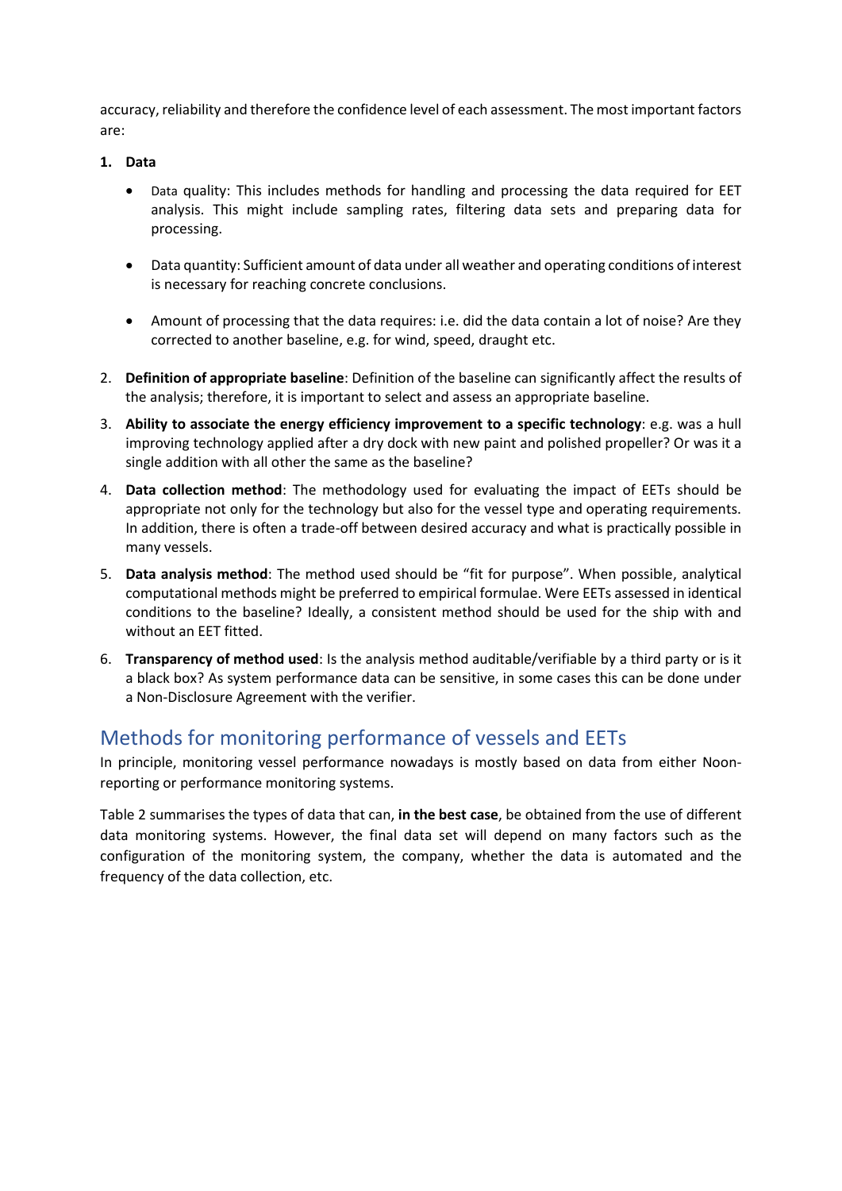accuracy, reliability and therefore the confidence level of each assessment. The most important factors are:

1. **Data**

   - Data quality: This includes methods for handling and processing the data required for EET analysis. This might include sampling rates, filtering data sets and preparing data for processing.

   - Data quantity: Sufficient amount of data under all weather and operating conditions of interest is necessary for reaching concrete conclusions.

   - Amount of processing that the data requires: i.e. did the data contain a lot of noise? Are they corrected to another baseline, e.g. for wind, speed, draught etc.

2. **Definition of appropriate baseline**: Definition of the baseline can significantly affect the results of the analysis; therefore, it is important to select and assess an appropriate baseline.
3. **Ability to associate the energy efficiency improvement to a specific technology**: e.g. was a hull improving technology applied after a dry dock with new paint and polished propeller? Or was it a single addition with all other the same as the baseline?
4. **Data collection method**: The methodology used for evaluating the impact of EETs should be appropriate not only for the technology but also for the vessel type and operating requirements. In addition, there is often a trade-off between desired accuracy and what is practically possible in many vessels.
5. **Data analysis method**: The method used should be "fit for purpose". When possible, analytical computational methods might be preferred to empirical formulae. Were EETs assessed in identical conditions to the baseline? Ideally, a consistent method should be used for the ship with and without an EET fitted.
6. **Transparency of method used**: Is the analysis method auditable/verifiable by a third party or is it a black box? As system performance data can be sensitive, in some cases this can be done under a Non-Disclosure Agreement with the verifier.

## Methods for monitoring performance of vessels and EETs

In principle, monitoring vessel performance nowadays is mostly based on data from either Noon-reporting or performance monitoring systems.

Table 2 summarises the types of data that can, **in the best case**, be obtained from the use of different data monitoring systems. However, the final data set will depend on many factors such as the configuration of the monitoring system, the company, whether the data is automated and the frequency of the data collection, etc.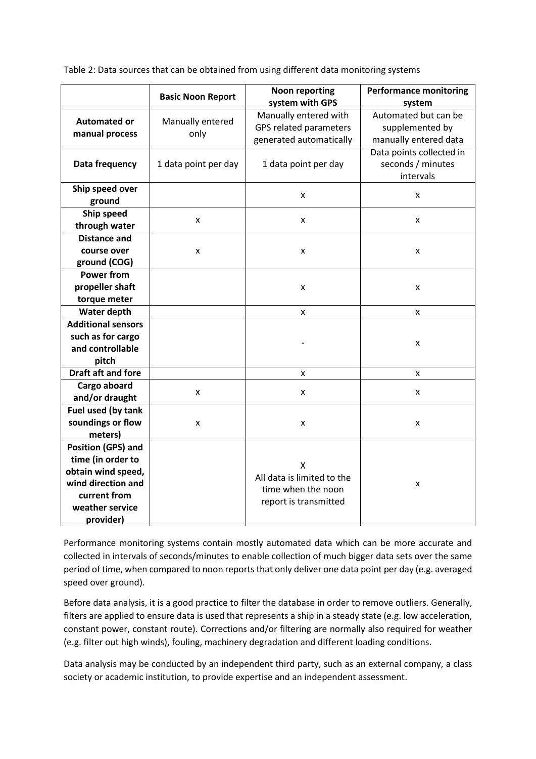Table 2: Data sources that can be obtained from using different data monitoring systems

| | Basic Noon Report | Noon reporting system with GPS | Performance monitoring system |
|---|---|---|---|
| **Automated or manual process** | Manually entered only | Manually entered with GPS related parameters generated automatically | Automated but can be supplemented by manually entered data |
| **Data frequency** | 1 data point per day | 1 data point per day | Data points collected in seconds / minutes intervals |
| **Ship speed over ground** | | x | x |
| **Ship speed through water** | x | x | x |
| **Distance and course over ground (COG)** | x | x | x |
| **Power from propeller shaft torque meter** | | x | x |
| **Water depth** | | x | x |
| **Additional sensors such as for cargo and controllable pitch** | | - | x |
| **Draft aft and fore** | | x | x |
| **Cargo aboard and/or draught** | x | x | x |
| **Fuel used (by tank soundings or flow meters)** | x | x | x |
| **Position (GPS) and time (in order to obtain wind speed, wind direction and current from weather service provider)** | | X All data is limited to the time when the noon report is transmitted | x |

Performance monitoring systems contain mostly automated data which can be more accurate and collected in intervals of seconds/minutes to enable collection of much bigger data sets over the same period of time, when compared to noon reports that only deliver one data point per day (e.g. averaged speed over ground).

Before data analysis, it is a good practice to filter the database in order to remove outliers. Generally, filters are applied to ensure data is used that represents a ship in a steady state (e.g. low acceleration, constant power, constant route). Corrections and/or filtering are normally also required for weather (e.g. filter out high winds), fouling, machinery degradation and different loading conditions.

Data analysis may be conducted by an independent third party, such as an external company, a class society or academic institution, to provide expertise and an independent assessment.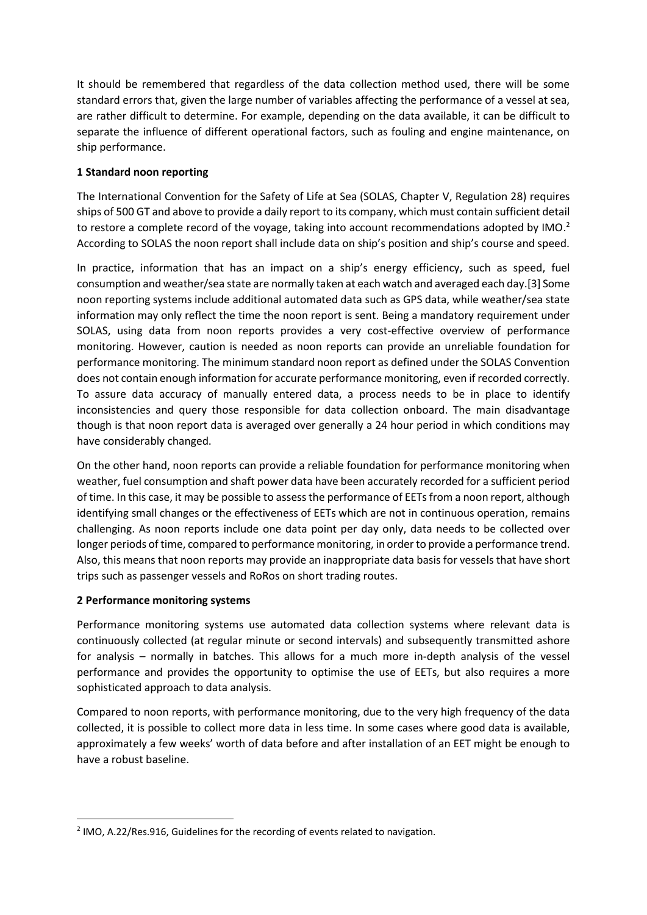It should be remembered that regardless of the data collection method used, there will be some standard errors that, given the large number of variables affecting the performance of a vessel at sea, are rather difficult to determine. For example, depending on the data available, it can be difficult to separate the influence of different operational factors, such as fouling and engine maintenance, on ship performance.

**1 Standard noon reporting**

The International Convention for the Safety of Life at Sea (SOLAS, Chapter V, Regulation 28) requires ships of 500 GT and above to provide a daily report to its company, which must contain sufficient detail to restore a complete record of the voyage, taking into account recommendations adopted by IMO.[2] According to SOLAS the noon report shall include data on ship's position and ship's course and speed.

In practice, information that has an impact on a ship's energy efficiency, such as speed, fuel consumption and weather/sea state are normally taken at each watch and averaged each day.[3] Some noon reporting systems include additional automated data such as GPS data, while weather/sea state information may only reflect the time the noon report is sent. Being a mandatory requirement under SOLAS, using data from noon reports provides a very cost-effective overview of performance monitoring. However, caution is needed as noon reports can provide an unreliable foundation for performance monitoring. The minimum standard noon report as defined under the SOLAS Convention does not contain enough information for accurate performance monitoring, even if recorded correctly. To assure data accuracy of manually entered data, a process needs to be in place to identify inconsistencies and query those responsible for data collection onboard. The main disadvantage though is that noon report data is averaged over generally a 24 hour period in which conditions may have considerably changed.

On the other hand, noon reports can provide a reliable foundation for performance monitoring when weather, fuel consumption and shaft power data have been accurately recorded for a sufficient period of time. In this case, it may be possible to assess the performance of EETs from a noon report, although identifying small changes or the effectiveness of EETs which are not in continuous operation, remains challenging. As noon reports include one data point per day only, data needs to be collected over longer periods of time, compared to performance monitoring, in order to provide a performance trend. Also, this means that noon reports may provide an inappropriate data basis for vessels that have short trips such as passenger vessels and RoRos on short trading routes.

**2 Performance monitoring systems**

Performance monitoring systems use automated data collection systems where relevant data is continuously collected (at regular minute or second intervals) and subsequently transmitted ashore for analysis – normally in batches. This allows for a much more in-depth analysis of the vessel performance and provides the opportunity to optimise the use of EETs, but also requires a more sophisticated approach to data analysis.

Compared to noon reports, with performance monitoring, due to the very high frequency of the data collected, it is possible to collect more data in less time. In some cases where good data is available, approximately a few weeks' worth of data before and after installation of an EET might be enough to have a robust baseline.

[2] IMO, A.22/Res.916, Guidelines for the recording of events related to navigation.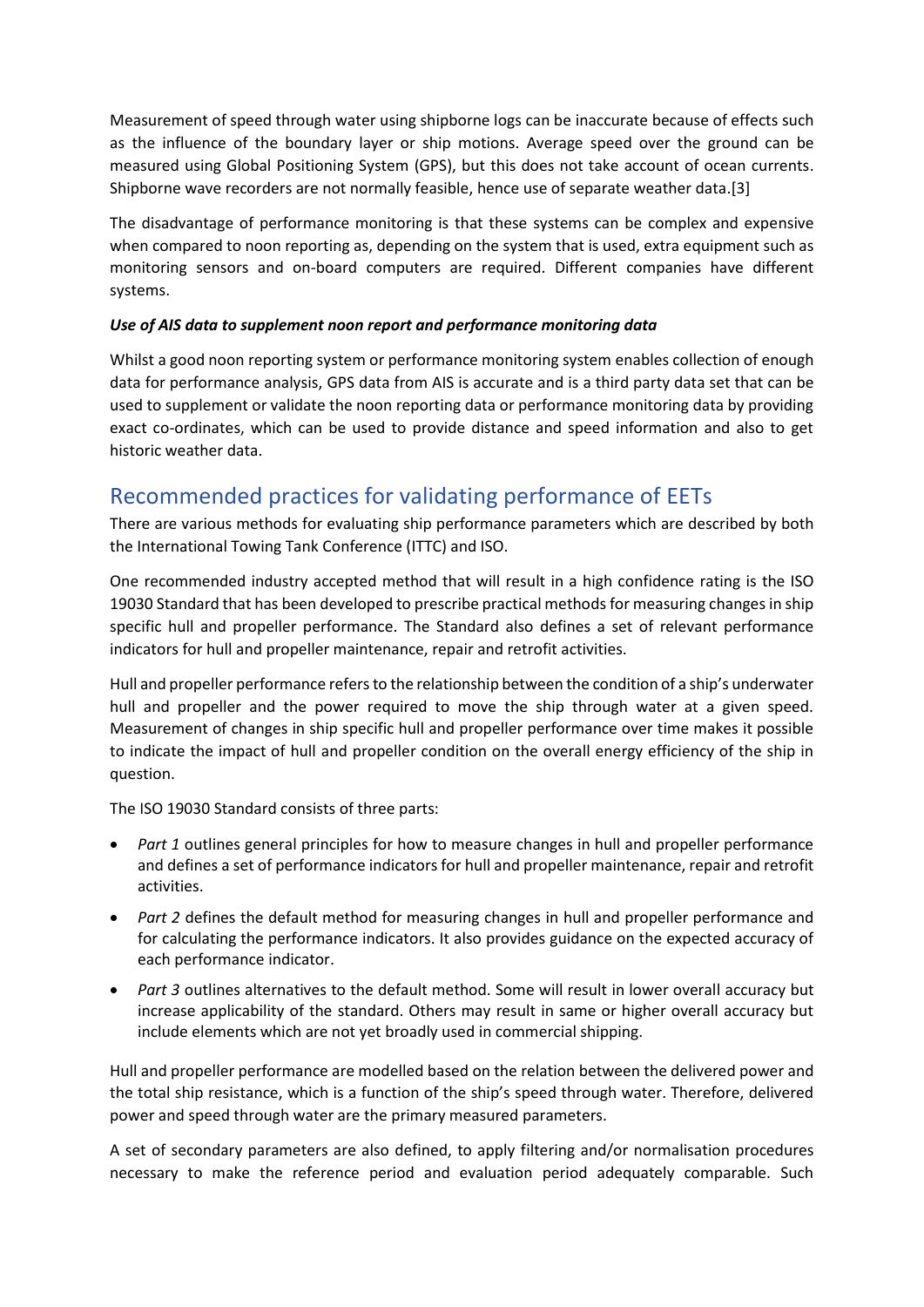Measurement of speed through water using shipborne logs can be inaccurate because of effects such as the influence of the boundary layer or ship motions. Average speed over the ground can be measured using Global Positioning System (GPS), but this does not take account of ocean currents. Shipborne wave recorders are not normally feasible, hence use of separate weather data.[3]

The disadvantage of performance monitoring is that these systems can be complex and expensive when compared to noon reporting as, depending on the system that is used, extra equipment such as monitoring sensors and on-board computers are required. Different companies have different systems.

***Use of AIS data to supplement noon report and performance monitoring data***

Whilst a good noon reporting system or performance monitoring system enables collection of enough data for performance analysis, GPS data from AIS is accurate and is a third party data set that can be used to supplement or validate the noon reporting data or performance monitoring data by providing exact co-ordinates, which can be used to provide distance and speed information and also to get historic weather data.

## Recommended practices for validating performance of EETs

There are various methods for evaluating ship performance parameters which are described by both the International Towing Tank Conference (ITTC) and ISO.

One recommended industry accepted method that will result in a high confidence rating is the ISO 19030 Standard that has been developed to prescribe practical methods for measuring changes in ship specific hull and propeller performance. The Standard also defines a set of relevant performance indicators for hull and propeller maintenance, repair and retrofit activities.

Hull and propeller performance refers to the relationship between the condition of a ship's underwater hull and propeller and the power required to move the ship through water at a given speed. Measurement of changes in ship specific hull and propeller performance over time makes it possible to indicate the impact of hull and propeller condition on the overall energy efficiency of the ship in question.

The ISO 19030 Standard consists of three parts:

- *Part 1* outlines general principles for how to measure changes in hull and propeller performance and defines a set of performance indicators for hull and propeller maintenance, repair and retrofit activities.
- *Part 2* defines the default method for measuring changes in hull and propeller performance and for calculating the performance indicators. It also provides guidance on the expected accuracy of each performance indicator.
- *Part 3* outlines alternatives to the default method. Some will result in lower overall accuracy but increase applicability of the standard. Others may result in same or higher overall accuracy but include elements which are not yet broadly used in commercial shipping.

Hull and propeller performance are modelled based on the relation between the delivered power and the total ship resistance, which is a function of the ship's speed through water. Therefore, delivered power and speed through water are the primary measured parameters.

A set of secondary parameters are also defined, to apply filtering and/or normalisation procedures necessary to make the reference period and evaluation period adequately comparable. Such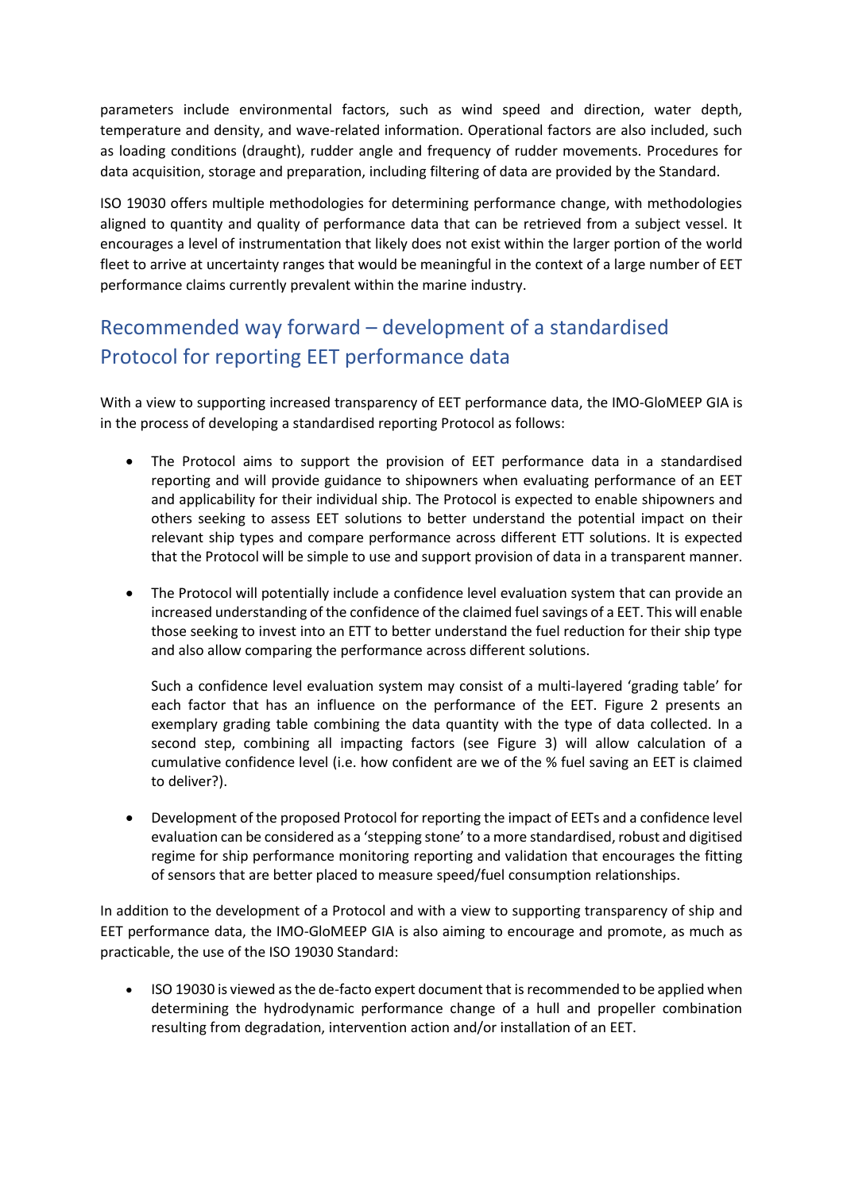parameters include environmental factors, such as wind speed and direction, water depth, temperature and density, and wave-related information. Operational factors are also included, such as loading conditions (draught), rudder angle and frequency of rudder movements. Procedures for data acquisition, storage and preparation, including filtering of data are provided by the Standard.

ISO 19030 offers multiple methodologies for determining performance change, with methodologies aligned to quantity and quality of performance data that can be retrieved from a subject vessel. It encourages a level of instrumentation that likely does not exist within the larger portion of the world fleet to arrive at uncertainty ranges that would be meaningful in the context of a large number of EET performance claims currently prevalent within the marine industry.

## Recommended way forward – development of a standardised Protocol for reporting EET performance data

With a view to supporting increased transparency of EET performance data, the IMO-GloMEEP GIA is in the process of developing a standardised reporting Protocol as follows:

- The Protocol aims to support the provision of EET performance data in a standardised reporting and will provide guidance to shipowners when evaluating performance of an EET and applicability for their individual ship. The Protocol is expected to enable shipowners and others seeking to assess EET solutions to better understand the potential impact on their relevant ship types and compare performance across different ETT solutions. It is expected that the Protocol will be simple to use and support provision of data in a transparent manner.

- The Protocol will potentially include a confidence level evaluation system that can provide an increased understanding of the confidence of the claimed fuel savings of a EET. This will enable those seeking to invest into an ETT to better understand the fuel reduction for their ship type and also allow comparing the performance across different solutions.

  Such a confidence level evaluation system may consist of a multi-layered 'grading table' for each factor that has an influence on the performance of the EET. Figure 2 presents an exemplary grading table combining the data quantity with the type of data collected. In a second step, combining all impacting factors (see Figure 3) will allow calculation of a cumulative confidence level (i.e. how confident are we of the % fuel saving an EET is claimed to deliver?).

- Development of the proposed Protocol for reporting the impact of EETs and a confidence level evaluation can be considered as a 'stepping stone' to a more standardised, robust and digitised regime for ship performance monitoring reporting and validation that encourages the fitting of sensors that are better placed to measure speed/fuel consumption relationships.

In addition to the development of a Protocol and with a view to supporting transparency of ship and EET performance data, the IMO-GloMEEP GIA is also aiming to encourage and promote, as much as practicable, the use of the ISO 19030 Standard:

- ISO 19030 is viewed as the de-facto expert document that is recommended to be applied when determining the hydrodynamic performance change of a hull and propeller combination resulting from degradation, intervention action and/or installation of an EET.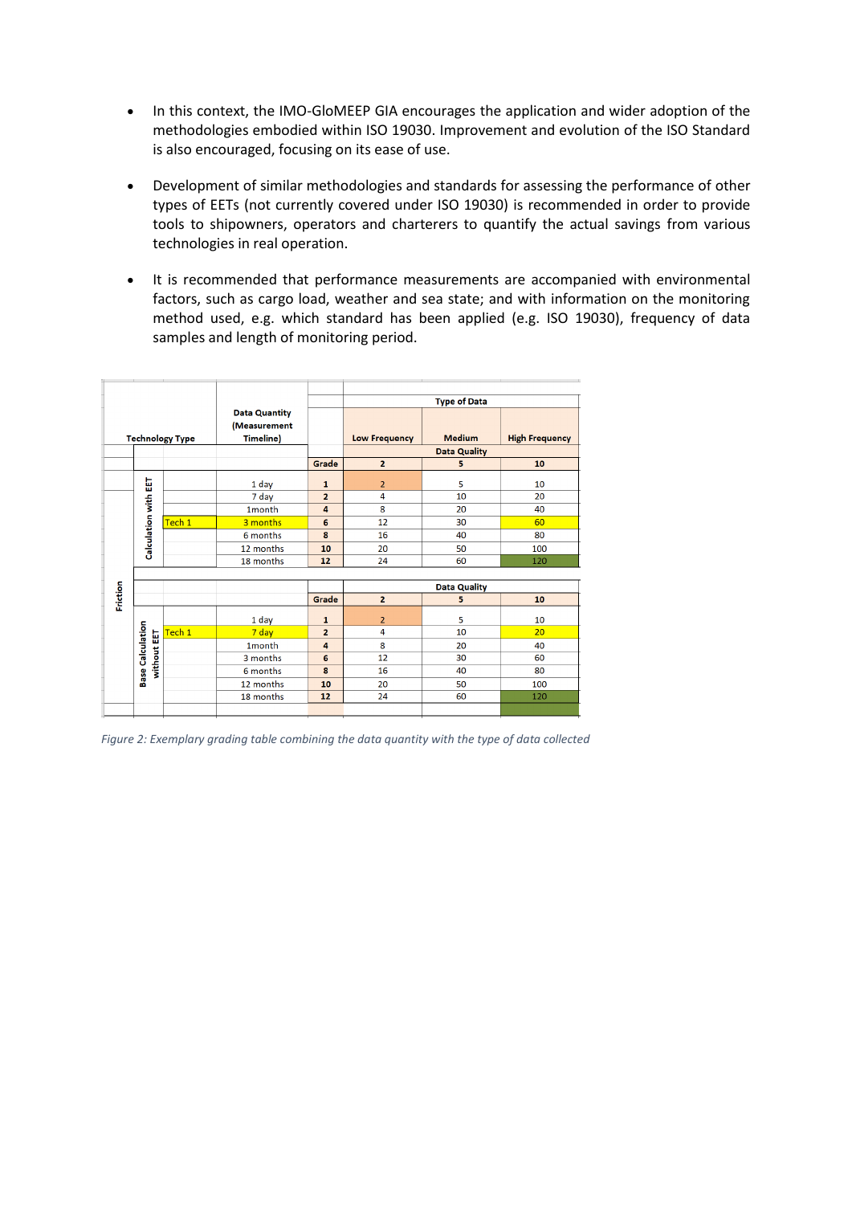- In this context, the IMO-GloMEEP GIA encourages the application and wider adoption of the methodologies embodied within ISO 19030. Improvement and evolution of the ISO Standard is also encouraged, focusing on its ease of use.

- Development of similar methodologies and standards for assessing the performance of other types of EETs (not currently covered under ISO 19030) is recommended in order to provide tools to shipowners, operators and charterers to quantify the actual savings from various technologies in real operation.

- It is recommended that performance measurements are accompanied with environmental factors, such as cargo load, weather and sea state; and with information on the monitoring method used, e.g. which standard has been applied (e.g. ISO 19030), frequency of data samples and length of monitoring period.

| Technology Type | | | Data Quantity (Measurement Timeline) | | Type of Data | | |
|---|---|---|---|---|---|---|---|
| | | | | | Low Frequency | Medium | High Frequency |
| | | | | | | Data Quality | |
| | | | | Grade | 2 | 5 | 10 |
| Friction | Calculation with EET | | 1 day | 1 | 2 | 5 | 10 |
| | | | 7 day | 2 | 4 | 10 | 20 |
| | | | 1month | 4 | 8 | 20 | 40 |
| | | Tech 1 | 3 months | 6 | 12 | 30 | 60 |
| | | | 6 months | 8 | 16 | 40 | 80 |
| | | | 12 months | 10 | 20 | 50 | 100 |
| | | | 18 months | 12 | 24 | 60 | 120 |
| | | | | | | Data Quality | |
| | | | | Grade | 2 | 5 | 10 |
| | Base Calculation without EET | | 1 day | 1 | 2 | 5 | 10 |
| | | Tech 1 | 7 day | 2 | 4 | 10 | 20 |
| | | | 1month | 4 | 8 | 20 | 40 |
| | | | 3 months | 6 | 12 | 30 | 60 |
| | | | 6 months | 8 | 16 | 40 | 80 |
| | | | 12 months | 10 | 20 | 50 | 100 |
| | | | 18 months | 12 | 24 | 60 | 120 |

*Figure 2: Exemplary grading table combining the data quantity with the type of data collected*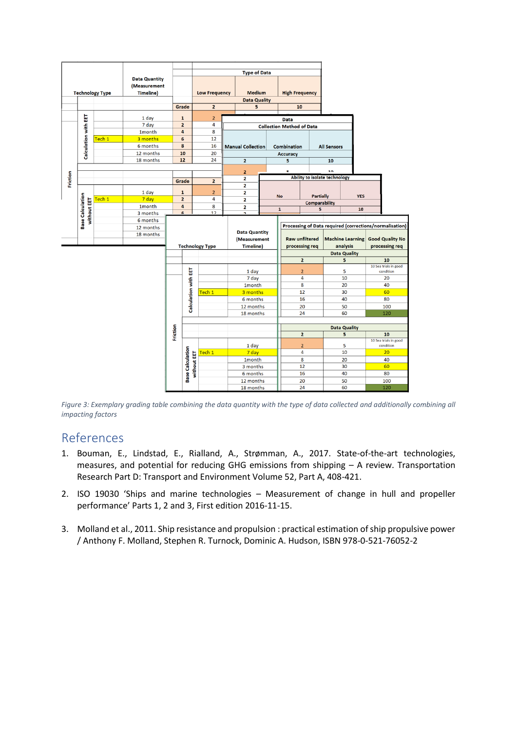Figure 3: Exemplary grading table combining the data quantity with the type of data collected and additionally combining all impacting factors

## References

1. Bouman, E., Lindstad, E., Rialland, A., Strømman, A., 2017. State-of-the-art technologies, measures, and potential for reducing GHG emissions from shipping – A review. Transportation Research Part D: Transport and Environment Volume 52, Part A, 408-421.

2. ISO 19030 'Ships and marine technologies – Measurement of change in hull and propeller performance' Parts 1, 2 and 3, First edition 2016-11-15.

3. Molland et al., 2011. Ship resistance and propulsion : practical estimation of ship propulsive power / Anthony F. Molland, Stephen R. Turnock, Dominic A. Hudson, ISBN 978-0-521-76052-2